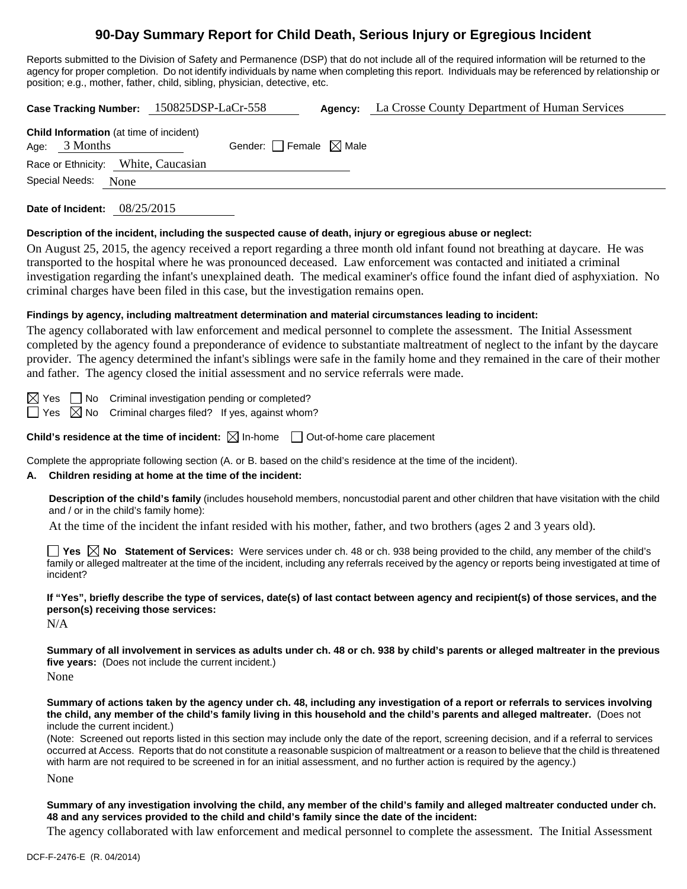# 90-Day Summary Report for Child Death, Serious Injury or Egregious Incident

Reports submitted to the Division of Safety and Permanence (DSP) that do not include all of the required information will be returned to the agency for proper completion. Do not identify individuals by name when completing this report. Individuals may be referenced by relationship or position; e.g., mother, father, child, sibling, physician, detective, etc.

**Case Tracking Number:** 150825DSP-LaCr-558 **Agency:** La Crosse County Department of Human Services

**Child Information** (at time of incident)
Age: 3 Months Gender: ☐ Female ☒ Male
Race or Ethnicity: White, Caucasian
Special Needs: None

**Date of Incident:** 08/25/2015

**Description of the incident, including the suspected cause of death, injury or egregious abuse or neglect:**

On August 25, 2015, the agency received a report regarding a three month old infant found not breathing at daycare. He was transported to the hospital where he was pronounced deceased. Law enforcement was contacted and initiated a criminal investigation regarding the infant's unexplained death. The medical examiner's office found the infant died of asphyxiation. No criminal charges have been filed in this case, but the investigation remains open.

**Findings by agency, including maltreatment determination and material circumstances leading to incident:**

The agency collaborated with law enforcement and medical personnel to complete the assessment. The Initial Assessment completed by the agency found a preponderance of evidence to substantiate maltreatment of neglect to the infant by the daycare provider. The agency determined the infant's siblings were safe in the family home and they remained in the care of their mother and father. The agency closed the initial assessment and no service referrals were made.

☒ Yes ☐ No Criminal investigation pending or completed?
☐ Yes ☒ No Criminal charges filed? If yes, against whom?

**Child's residence at the time of incident:** ☒ In-home ☐ Out-of-home care placement

Complete the appropriate following section (A. or B. based on the child's residence at the time of the incident).

**A. Children residing at home at the time of the incident:**

**Description of the child's family** (includes household members, noncustodial parent and other children that have visitation with the child and / or in the child's family home):

At the time of the incident the infant resided with his mother, father, and two brothers (ages 2 and 3 years old).

☐ **Yes** ☒ **No Statement of Services:** Were services under ch. 48 or ch. 938 being provided to the child, any member of the child's family or alleged maltreater at the time of the incident, including any referrals received by the agency or reports being investigated at time of incident?

**If "Yes", briefly describe the type of services, date(s) of last contact between agency and recipient(s) of those services, and the person(s) receiving those services:**

N/A

**Summary of all involvement in services as adults under ch. 48 or ch. 938 by child's parents or alleged maltreater in the previous five years:** (Does not include the current incident.)

None

**Summary of actions taken by the agency under ch. 48, including any investigation of a report or referrals to services involving the child, any member of the child's family living in this household and the child's parents and alleged maltreater.** (Does not include the current incident.)

(Note: Screened out reports listed in this section may include only the date of the report, screening decision, and if a referral to services occurred at Access. Reports that do not constitute a reasonable suspicion of maltreatment or a reason to believe that the child is threatened with harm are not required to be screened in for an initial assessment, and no further action is required by the agency.)

None

**Summary of any investigation involving the child, any member of the child's family and alleged maltreater conducted under ch. 48 and any services provided to the child and child's family since the date of the incident:**

The agency collaborated with law enforcement and medical personnel to complete the assessment. The Initial Assessment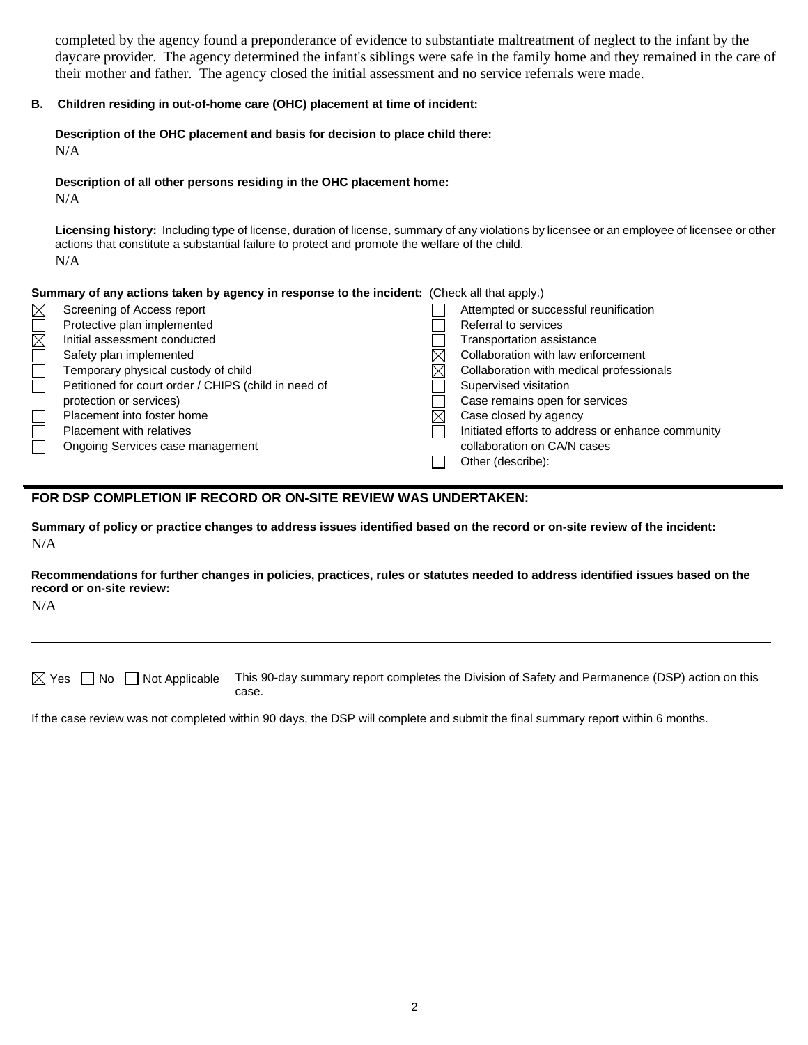completed by the agency found a preponderance of evidence to substantiate maltreatment of neglect to the infant by the daycare provider. The agency determined the infant's siblings were safe in the family home and they remained in the care of their mother and father. The agency closed the initial assessment and no service referrals were made.

**B. Children residing in out-of-home care (OHC) placement at time of incident:**

**Description of the OHC placement and basis for decision to place child there:**
N/A

**Description of all other persons residing in the OHC placement home:**
N/A

**Licensing history:** Including type of license, duration of license, summary of any violations by licensee or an employee of licensee or other actions that constitute a substantial failure to protect and promote the welfare of the child.
N/A

**Summary of any actions taken by agency in response to the incident:** (Check all that apply.)

- ☒ Screening of Access report
- ☐ Protective plan implemented
- ☒ Initial assessment conducted
- ☐ Safety plan implemented
- ☐ Temporary physical custody of child
- ☐ Petitioned for court order / CHIPS (child in need of protection or services)
- ☐ Placement into foster home
- ☐ Placement with relatives
- ☐ Ongoing Services case management
- ☐ Attempted or successful reunification
- ☐ Referral to services
- ☐ Transportation assistance
- ☒ Collaboration with law enforcement
- ☒ Collaboration with medical professionals
- ☐ Supervised visitation
- ☐ Case remains open for services
- ☒ Case closed by agency
- ☐ Initiated efforts to address or enhance community collaboration on CA/N cases
- ☐ Other (describe):

---

## FOR DSP COMPLETION IF RECORD OR ON-SITE REVIEW WAS UNDERTAKEN:

**Summary of policy or practice changes to address issues identified based on the record or on-site review of the incident:**
N/A

**Recommendations for further changes in policies, practices, rules or statutes needed to address identified issues based on the record or on-site review:**
N/A

---

☒ Yes ☐ No ☐ Not Applicable This 90-day summary report completes the Division of Safety and Permanence (DSP) action on this case.

If the case review was not completed within 90 days, the DSP will complete and submit the final summary report within 6 months.